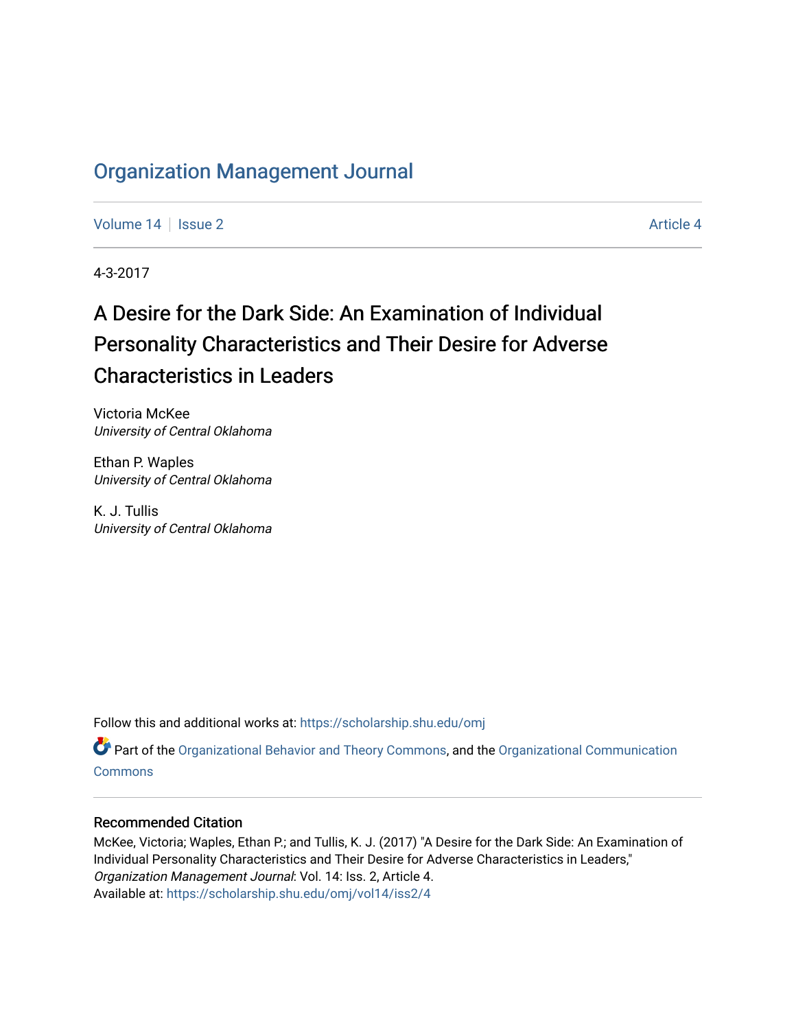# Organization Management Journal

Volume 14 | Issue 2 | Article 4

4-3-2017

## A Desire for the Dark Side: An Examination of Individual Personality Characteristics and Their Desire for Adverse Characteristics in Leaders

Victoria McKee
*University of Central Oklahoma*

Ethan P. Waples
*University of Central Oklahoma*

K. J. Tullis
*University of Central Oklahoma*

Follow this and additional works at: https://scholarship.shu.edu/omj

Part of the Organizational Behavior and Theory Commons, and the Organizational Communication Commons

### Recommended Citation

McKee, Victoria; Waples, Ethan P.; and Tullis, K. J. (2017) "A Desire for the Dark Side: An Examination of Individual Personality Characteristics and Their Desire for Adverse Characteristics in Leaders," *Organization Management Journal*: Vol. 14: Iss. 2, Article 4.
Available at: https://scholarship.shu.edu/omj/vol14/iss2/4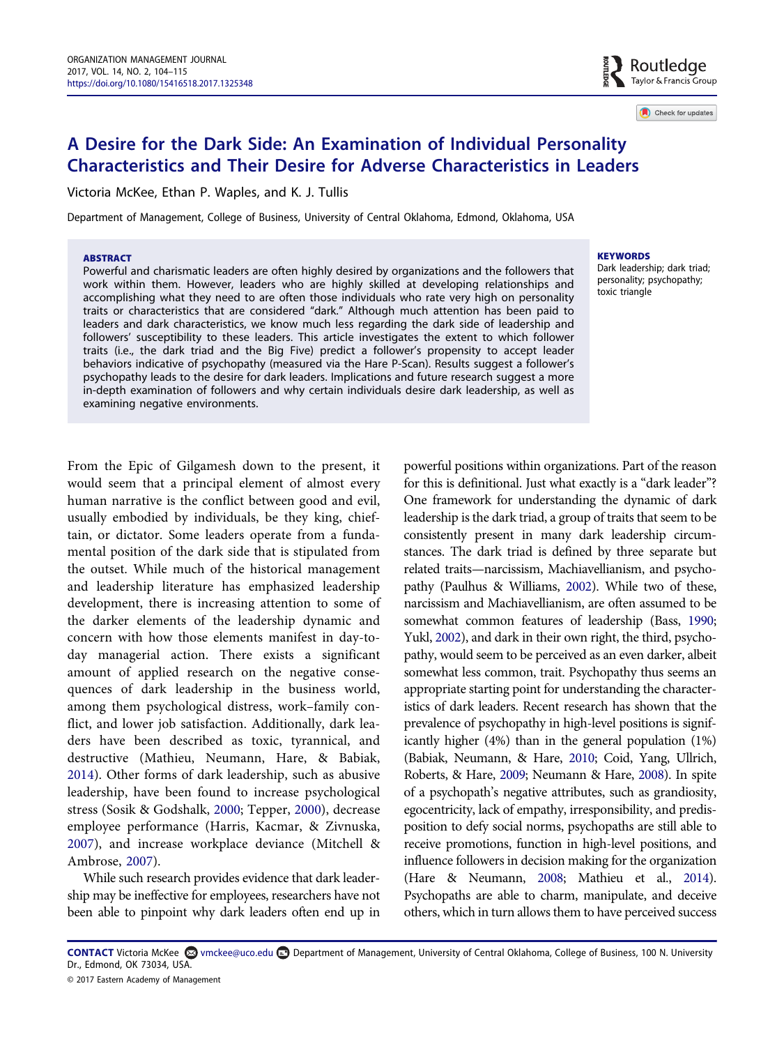# A Desire for the Dark Side: An Examination of Individual Personality Characteristics and Their Desire for Adverse Characteristics in Leaders

Victoria McKee, Ethan P. Waples, and K. J. Tullis

Department of Management, College of Business, University of Central Oklahoma, Edmond, Oklahoma, USA

### ABSTRACT

Powerful and charismatic leaders are often highly desired by organizations and the followers that work within them. However, leaders who are highly skilled at developing relationships and accomplishing what they need to are often those individuals who rate very high on personality traits or characteristics that are considered "dark." Although much attention has been paid to leaders and dark characteristics, we know much less regarding the dark side of leadership and followers' susceptibility to these leaders. This article investigates the extent to which follower traits (i.e., the dark triad and the Big Five) predict a follower's propensity to accept leader behaviors indicative of psychopathy (measured via the Hare P-Scan). Results suggest a follower's psychopathy leads to the desire for dark leaders. Implications and future research suggest a more in-depth examination of followers and why certain individuals desire dark leadership, as well as examining negative environments.

### KEYWORDS

Dark leadership; dark triad; personality; psychopathy; toxic triangle

From the Epic of Gilgamesh down to the present, it would seem that a principal element of almost every human narrative is the conflict between good and evil, usually embodied by individuals, be they king, chieftain, or dictator. Some leaders operate from a fundamental position of the dark side that is stipulated from the outset. While much of the historical management and leadership literature has emphasized leadership development, there is increasing attention to some of the darker elements of the leadership dynamic and concern with how those elements manifest in day-to-day managerial action. There exists a significant amount of applied research on the negative consequences of dark leadership in the business world, among them psychological distress, work–family conflict, and lower job satisfaction. Additionally, dark leaders have been described as toxic, tyrannical, and destructive (Mathieu, Neumann, Hare, & Babiak, 2014). Other forms of dark leadership, such as abusive leadership, have been found to increase psychological stress (Sosik & Godshalk, 2000; Tepper, 2000), decrease employee performance (Harris, Kacmar, & Zivnuska, 2007), and increase workplace deviance (Mitchell & Ambrose, 2007).

While such research provides evidence that dark leadership may be ineffective for employees, researchers have not been able to pinpoint why dark leaders often end up in powerful positions within organizations. Part of the reason for this is definitional. Just what exactly is a "dark leader"? One framework for understanding the dynamic of dark leadership is the dark triad, a group of traits that seem to be consistently present in many dark leadership circumstances. The dark triad is defined by three separate but related traits—narcissism, Machiavellianism, and psychopathy (Paulhus & Williams, 2002). While two of these, narcissism and Machiavellianism, are often assumed to be somewhat common features of leadership (Bass, 1990; Yukl, 2002), and dark in their own right, the third, psychopathy, would seem to be perceived as an even darker, albeit somewhat less common, trait. Psychopathy thus seems an appropriate starting point for understanding the characteristics of dark leaders. Recent research has shown that the prevalence of psychopathy in high-level positions is significantly higher (4%) than in the general population (1%) (Babiak, Neumann, & Hare, 2010; Coid, Yang, Ullrich, Roberts, & Hare, 2009; Neumann & Hare, 2008). In spite of a psychopath's negative attributes, such as grandiosity, egocentricity, lack of empathy, irresponsibility, and predisposition to defy social norms, psychopaths are still able to receive promotions, function in high-level positions, and influence followers in decision making for the organization (Hare & Neumann, 2008; Mathieu et al., 2014). Psychopaths are able to charm, manipulate, and deceive others, which in turn allows them to have perceived success

**CONTACT** Victoria McKee vmckee@uco.edu Department of Management, University of Central Oklahoma, College of Business, 100 N. University Dr., Edmond, OK 73034, USA.

© 2017 Eastern Academy of Management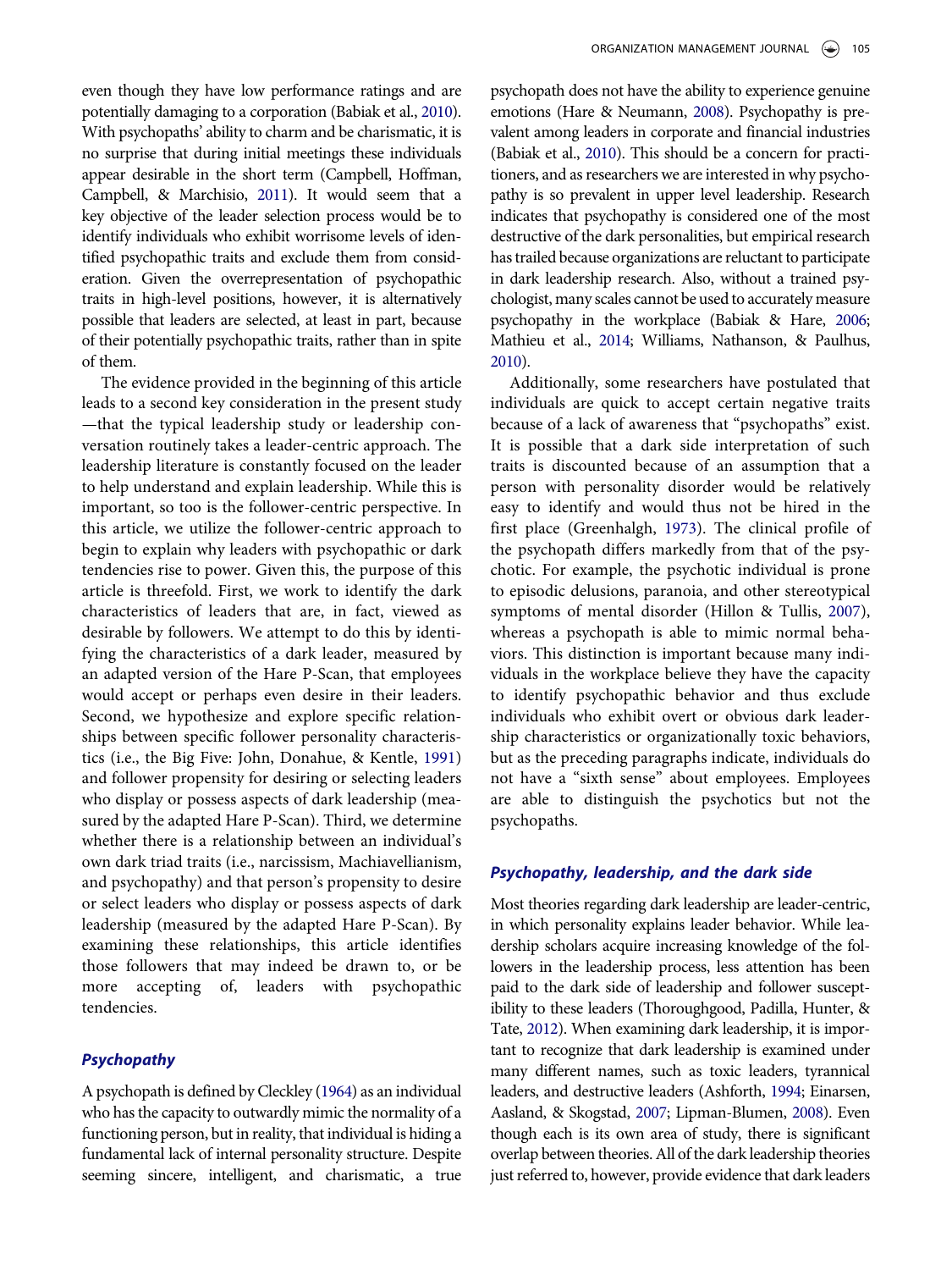even though they have low performance ratings and are potentially damaging to a corporation (Babiak et al., 2010). With psychopaths' ability to charm and be charismatic, it is no surprise that during initial meetings these individuals appear desirable in the short term (Campbell, Hoffman, Campbell, & Marchisio, 2011). It would seem that a key objective of the leader selection process would be to identify individuals who exhibit worrisome levels of identified psychopathic traits and exclude them from consideration. Given the overrepresentation of psychopathic traits in high-level positions, however, it is alternatively possible that leaders are selected, at least in part, because of their potentially psychopathic traits, rather than in spite of them.

The evidence provided in the beginning of this article leads to a second key consideration in the present study —that the typical leadership study or leadership conversation routinely takes a leader-centric approach. The leadership literature is constantly focused on the leader to help understand and explain leadership. While this is important, so too is the follower-centric perspective. In this article, we utilize the follower-centric approach to begin to explain why leaders with psychopathic or dark tendencies rise to power. Given this, the purpose of this article is threefold. First, we work to identify the dark characteristics of leaders that are, in fact, viewed as desirable by followers. We attempt to do this by identifying the characteristics of a dark leader, measured by an adapted version of the Hare P-Scan, that employees would accept or perhaps even desire in their leaders. Second, we hypothesize and explore specific relationships between specific follower personality characteristics (i.e., the Big Five: John, Donahue, & Kentle, 1991) and follower propensity for desiring or selecting leaders who display or possess aspects of dark leadership (measured by the adapted Hare P-Scan). Third, we determine whether there is a relationship between an individual's own dark triad traits (i.e., narcissism, Machiavellianism, and psychopathy) and that person's propensity to desire or select leaders who display or possess aspects of dark leadership (measured by the adapted Hare P-Scan). By examining these relationships, this article identifies those followers that may indeed be drawn to, or be more accepting of, leaders with psychopathic tendencies.

## *Psychopathy*

A psychopath is defined by Cleckley (1964) as an individual who has the capacity to outwardly mimic the normality of a functioning person, but in reality, that individual is hiding a fundamental lack of internal personality structure. Despite seeming sincere, intelligent, and charismatic, a true psychopath does not have the ability to experience genuine emotions (Hare & Neumann, 2008). Psychopathy is prevalent among leaders in corporate and financial industries (Babiak et al., 2010). This should be a concern for practitioners, and as researchers we are interested in why psychopathy is so prevalent in upper level leadership. Research indicates that psychopathy is considered one of the most destructive of the dark personalities, but empirical research has trailed because organizations are reluctant to participate in dark leadership research. Also, without a trained psychologist, many scales cannot be used to accurately measure psychopathy in the workplace (Babiak & Hare, 2006; Mathieu et al., 2014; Williams, Nathanson, & Paulhus, 2010).

Additionally, some researchers have postulated that individuals are quick to accept certain negative traits because of a lack of awareness that "psychopaths" exist. It is possible that a dark side interpretation of such traits is discounted because of an assumption that a person with personality disorder would be relatively easy to identify and would thus not be hired in the first place (Greenhalgh, 1973). The clinical profile of the psychopath differs markedly from that of the psychotic. For example, the psychotic individual is prone to episodic delusions, paranoia, and other stereotypical symptoms of mental disorder (Hillon & Tullis, 2007), whereas a psychopath is able to mimic normal behaviors. This distinction is important because many individuals in the workplace believe they have the capacity to identify psychopathic behavior and thus exclude individuals who exhibit overt or obvious dark leadership characteristics or organizationally toxic behaviors, but as the preceding paragraphs indicate, individuals do not have a "sixth sense" about employees. Employees are able to distinguish the psychotics but not the psychopaths.

## *Psychopathy, leadership, and the dark side*

Most theories regarding dark leadership are leader-centric, in which personality explains leader behavior. While leadership scholars acquire increasing knowledge of the followers in the leadership process, less attention has been paid to the dark side of leadership and follower susceptibility to these leaders (Thoroughgood, Padilla, Hunter, & Tate, 2012). When examining dark leadership, it is important to recognize that dark leadership is examined under many different names, such as toxic leaders, tyrannical leaders, and destructive leaders (Ashforth, 1994; Einarsen, Aasland, & Skogstad, 2007; Lipman-Blumen, 2008). Even though each is its own area of study, there is significant overlap between theories. All of the dark leadership theories just referred to, however, provide evidence that dark leaders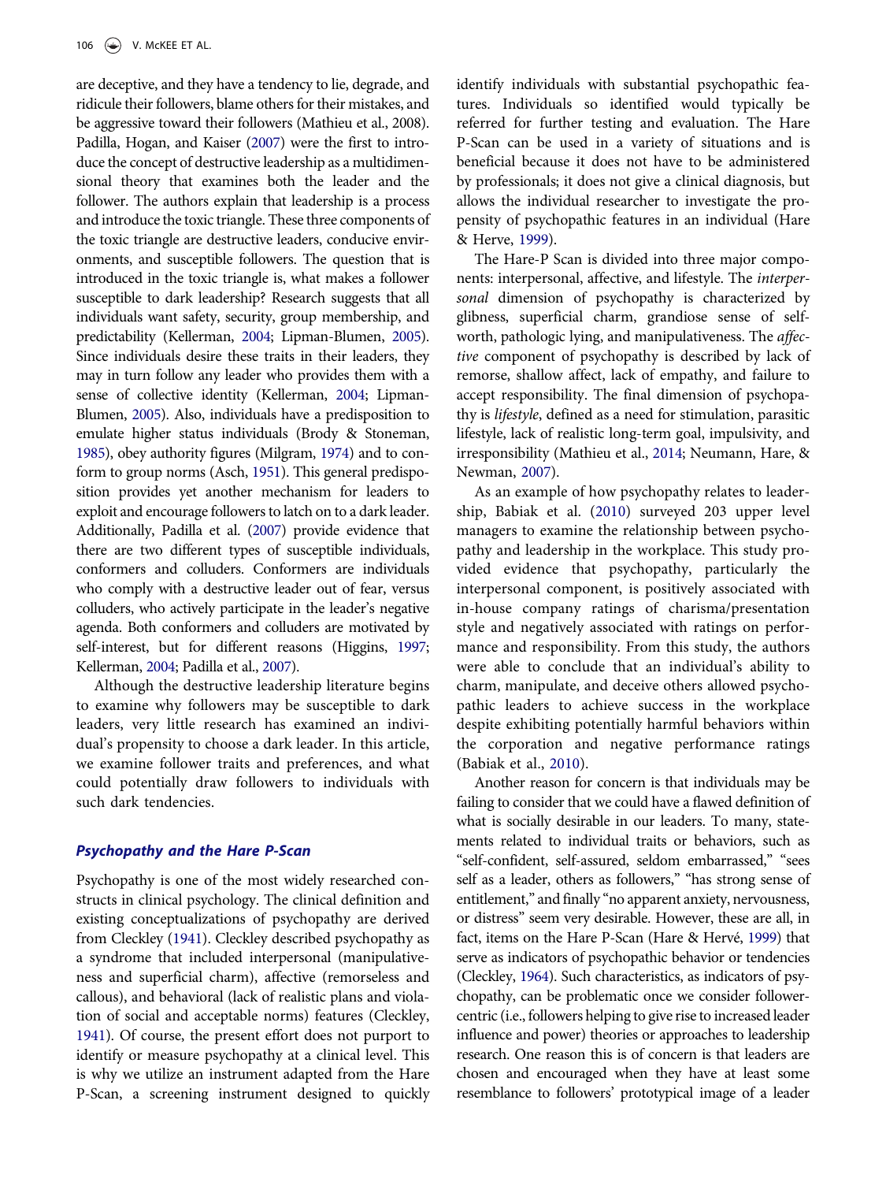are deceptive, and they have a tendency to lie, degrade, and ridicule their followers, blame others for their mistakes, and be aggressive toward their followers (Mathieu et al., 2008). Padilla, Hogan, and Kaiser (2007) were the first to introduce the concept of destructive leadership as a multidimensional theory that examines both the leader and the follower. The authors explain that leadership is a process and introduce the toxic triangle. These three components of the toxic triangle are destructive leaders, conducive environments, and susceptible followers. The question that is introduced in the toxic triangle is, what makes a follower susceptible to dark leadership? Research suggests that all individuals want safety, security, group membership, and predictability (Kellerman, 2004; Lipman-Blumen, 2005). Since individuals desire these traits in their leaders, they may in turn follow any leader who provides them with a sense of collective identity (Kellerman, 2004; Lipman-Blumen, 2005). Also, individuals have a predisposition to emulate higher status individuals (Brody & Stoneman, 1985), obey authority figures (Milgram, 1974) and to conform to group norms (Asch, 1951). This general predisposition provides yet another mechanism for leaders to exploit and encourage followers to latch on to a dark leader. Additionally, Padilla et al. (2007) provide evidence that there are two different types of susceptible individuals, conformers and colluders. Conformers are individuals who comply with a destructive leader out of fear, versus colluders, who actively participate in the leader's negative agenda. Both conformers and colluders are motivated by self-interest, but for different reasons (Higgins, 1997; Kellerman, 2004; Padilla et al., 2007).

Although the destructive leadership literature begins to examine why followers may be susceptible to dark leaders, very little research has examined an individual's propensity to choose a dark leader. In this article, we examine follower traits and preferences, and what could potentially draw followers to individuals with such dark tendencies.

## Psychopathy and the Hare P-Scan

Psychopathy is one of the most widely researched constructs in clinical psychology. The clinical definition and existing conceptualizations of psychopathy are derived from Cleckley (1941). Cleckley described psychopathy as a syndrome that included interpersonal (manipulativeness and superficial charm), affective (remorseless and callous), and behavioral (lack of realistic plans and violation of social and acceptable norms) features (Cleckley, 1941). Of course, the present effort does not purport to identify or measure psychopathy at a clinical level. This is why we utilize an instrument adapted from the Hare P-Scan, a screening instrument designed to quickly identify individuals with substantial psychopathic features. Individuals so identified would typically be referred for further testing and evaluation. The Hare P-Scan can be used in a variety of situations and is beneficial because it does not have to be administered by professionals; it does not give a clinical diagnosis, but allows the individual researcher to investigate the propensity of psychopathic features in an individual (Hare & Herve, 1999).

The Hare-P Scan is divided into three major components: interpersonal, affective, and lifestyle. The *interpersonal* dimension of psychopathy is characterized by glibness, superficial charm, grandiose sense of self-worth, pathologic lying, and manipulativeness. The *affective* component of psychopathy is described by lack of remorse, shallow affect, lack of empathy, and failure to accept responsibility. The final dimension of psychopathy is *lifestyle*, defined as a need for stimulation, parasitic lifestyle, lack of realistic long-term goal, impulsivity, and irresponsibility (Mathieu et al., 2014; Neumann, Hare, & Newman, 2007).

As an example of how psychopathy relates to leadership, Babiak et al. (2010) surveyed 203 upper level managers to examine the relationship between psychopathy and leadership in the workplace. This study provided evidence that psychopathy, particularly the interpersonal component, is positively associated with in-house company ratings of charisma/presentation style and negatively associated with ratings on performance and responsibility. From this study, the authors were able to conclude that an individual's ability to charm, manipulate, and deceive others allowed psychopathic leaders to achieve success in the workplace despite exhibiting potentially harmful behaviors within the corporation and negative performance ratings (Babiak et al., 2010).

Another reason for concern is that individuals may be failing to consider that we could have a flawed definition of what is socially desirable in our leaders. To many, statements related to individual traits or behaviors, such as "self-confident, self-assured, seldom embarrassed," "sees self as a leader, others as followers," "has strong sense of entitlement," and finally "no apparent anxiety, nervousness, or distress" seem very desirable. However, these are all, in fact, items on the Hare P-Scan (Hare & Hervé, 1999) that serve as indicators of psychopathic behavior or tendencies (Cleckley, 1964). Such characteristics, as indicators of psychopathy, can be problematic once we consider follower-centric (i.e., followers helping to give rise to increased leader influence and power) theories or approaches to leadership research. One reason this is of concern is that leaders are chosen and encouraged when they have at least some resemblance to followers' prototypical image of a leader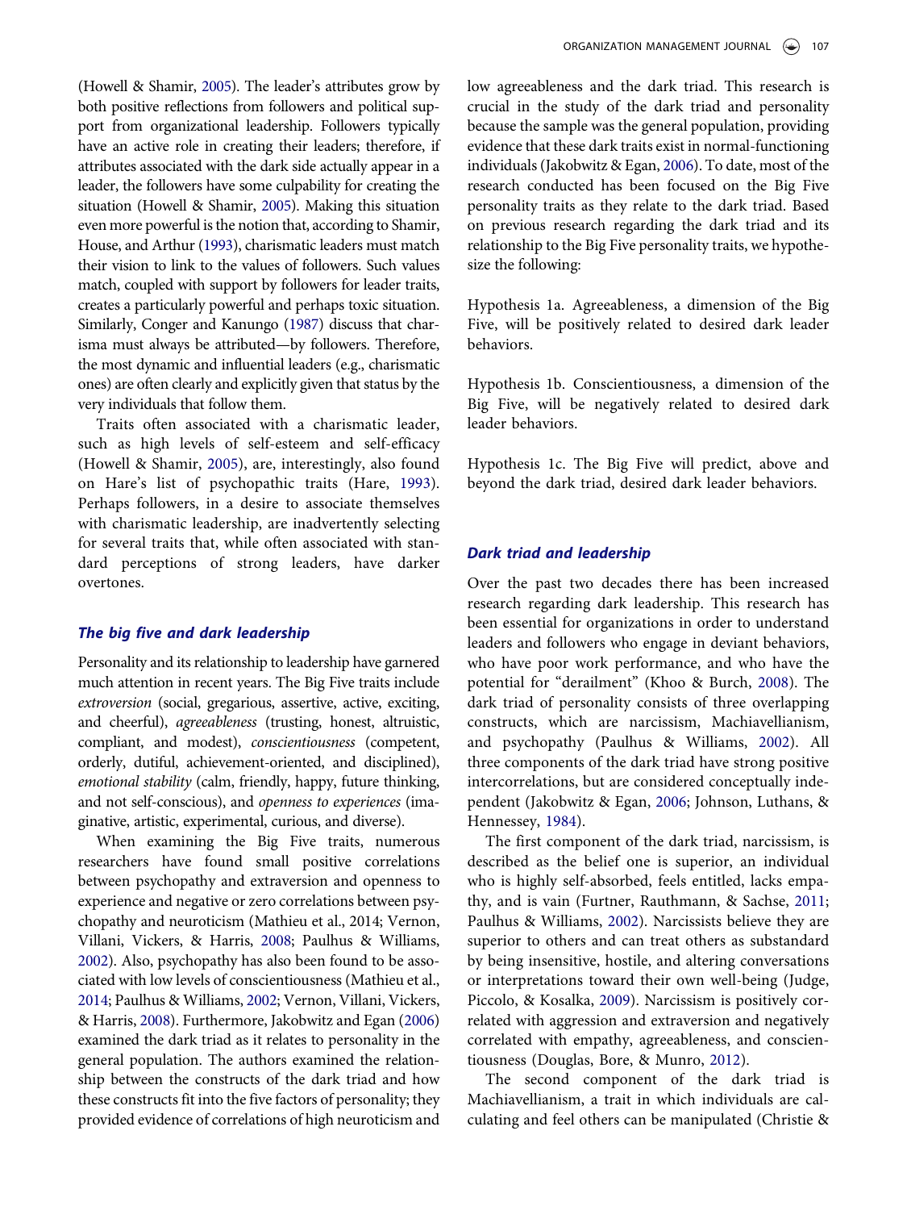(Howell & Shamir, 2005). The leader's attributes grow by both positive reflections from followers and political support from organizational leadership. Followers typically have an active role in creating their leaders; therefore, if attributes associated with the dark side actually appear in a leader, the followers have some culpability for creating the situation (Howell & Shamir, 2005). Making this situation even more powerful is the notion that, according to Shamir, House, and Arthur (1993), charismatic leaders must match their vision to link to the values of followers. Such values match, coupled with support by followers for leader traits, creates a particularly powerful and perhaps toxic situation. Similarly, Conger and Kanungo (1987) discuss that charisma must always be attributed—by followers. Therefore, the most dynamic and influential leaders (e.g., charismatic ones) are often clearly and explicitly given that status by the very individuals that follow them.

Traits often associated with a charismatic leader, such as high levels of self-esteem and self-efficacy (Howell & Shamir, 2005), are, interestingly, also found on Hare's list of psychopathic traits (Hare, 1993). Perhaps followers, in a desire to associate themselves with charismatic leadership, are inadvertently selecting for several traits that, while often associated with standard perceptions of strong leaders, have darker overtones.

### *The big five and dark leadership*

Personality and its relationship to leadership have garnered much attention in recent years. The Big Five traits include *extroversion* (social, gregarious, assertive, active, exciting, and cheerful), *agreeableness* (trusting, honest, altruistic, compliant, and modest), *conscientiousness* (competent, orderly, dutiful, achievement-oriented, and disciplined), *emotional stability* (calm, friendly, happy, future thinking, and not self-conscious), and *openness to experiences* (imaginative, artistic, experimental, curious, and diverse).

When examining the Big Five traits, numerous researchers have found small positive correlations between psychopathy and extraversion and openness to experience and negative or zero correlations between psychopathy and neuroticism (Mathieu et al., 2014; Vernon, Villani, Vickers, & Harris, 2008; Paulhus & Williams, 2002). Also, psychopathy has also been found to be associated with low levels of conscientiousness (Mathieu et al., 2014; Paulhus & Williams, 2002; Vernon, Villani, Vickers, & Harris, 2008). Furthermore, Jakobwitz and Egan (2006) examined the dark triad as it relates to personality in the general population. The authors examined the relationship between the constructs of the dark triad and how these constructs fit into the five factors of personality; they provided evidence of correlations of high neuroticism and low agreeableness and the dark triad. This research is crucial in the study of the dark triad and personality because the sample was the general population, providing evidence that these dark traits exist in normal-functioning individuals (Jakobwitz & Egan, 2006). To date, most of the research conducted has been focused on the Big Five personality traits as they relate to the dark triad. Based on previous research regarding the dark triad and its relationship to the Big Five personality traits, we hypothesize the following:

Hypothesis 1a. Agreeableness, a dimension of the Big Five, will be positively related to desired dark leader behaviors.

Hypothesis 1b. Conscientiousness, a dimension of the Big Five, will be negatively related to desired dark leader behaviors.

Hypothesis 1c. The Big Five will predict, above and beyond the dark triad, desired dark leader behaviors.

### *Dark triad and leadership*

Over the past two decades there has been increased research regarding dark leadership. This research has been essential for organizations in order to understand leaders and followers who engage in deviant behaviors, who have poor work performance, and who have the potential for "derailment" (Khoo & Burch, 2008). The dark triad of personality consists of three overlapping constructs, which are narcissism, Machiavellianism, and psychopathy (Paulhus & Williams, 2002). All three components of the dark triad have strong positive intercorrelations, but are considered conceptually independent (Jakobwitz & Egan, 2006; Johnson, Luthans, & Hennessey, 1984).

The first component of the dark triad, narcissism, is described as the belief one is superior, an individual who is highly self-absorbed, feels entitled, lacks empathy, and is vain (Furtner, Rauthmann, & Sachse, 2011; Paulhus & Williams, 2002). Narcissists believe they are superior to others and can treat others as substandard by being insensitive, hostile, and altering conversations or interpretations toward their own well-being (Judge, Piccolo, & Kosalka, 2009). Narcissism is positively correlated with aggression and extraversion and negatively correlated with empathy, agreeableness, and conscientiousness (Douglas, Bore, & Munro, 2012).

The second component of the dark triad is Machiavellianism, a trait in which individuals are calculating and feel others can be manipulated (Christie &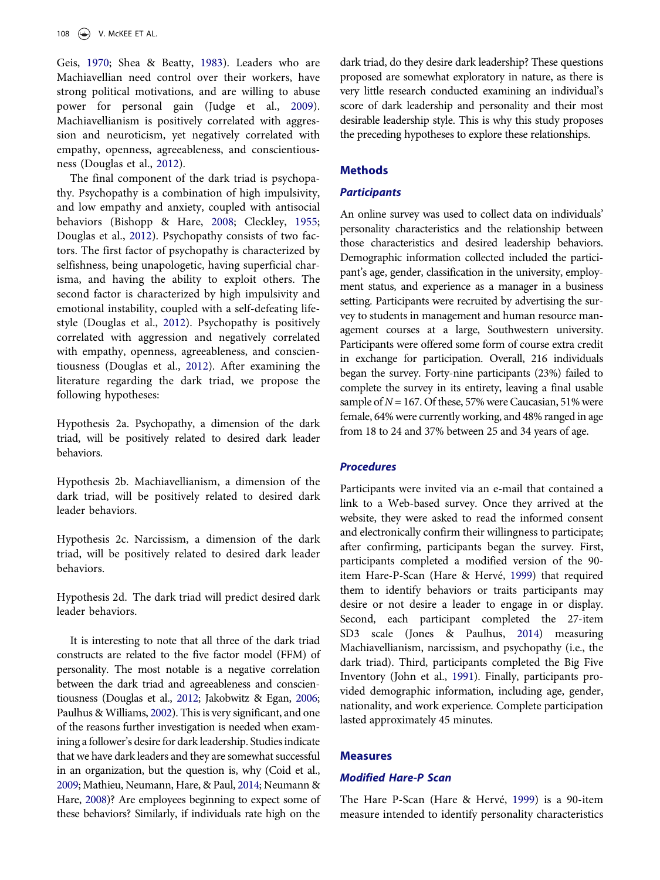Geis, 1970; Shea & Beatty, 1983). Leaders who are Machiavellian need control over their workers, have strong political motivations, and are willing to abuse power for personal gain (Judge et al., 2009). Machiavellianism is positively correlated with aggression and neuroticism, yet negatively correlated with empathy, openness, agreeableness, and conscientiousness (Douglas et al., 2012).

The final component of the dark triad is psychopathy. Psychopathy is a combination of high impulsivity, and low empathy and anxiety, coupled with antisocial behaviors (Bishopp & Hare, 2008; Cleckley, 1955; Douglas et al., 2012). Psychopathy consists of two factors. The first factor of psychopathy is characterized by selfishness, being unapologetic, having superficial charisma, and having the ability to exploit others. The second factor is characterized by high impulsivity and emotional instability, coupled with a self-defeating lifestyle (Douglas et al., 2012). Psychopathy is positively correlated with aggression and negatively correlated with empathy, openness, agreeableness, and conscientiousness (Douglas et al., 2012). After examining the literature regarding the dark triad, we propose the following hypotheses:

Hypothesis 2a. Psychopathy, a dimension of the dark triad, will be positively related to desired dark leader behaviors.

Hypothesis 2b. Machiavellianism, a dimension of the dark triad, will be positively related to desired dark leader behaviors.

Hypothesis 2c. Narcissism, a dimension of the dark triad, will be positively related to desired dark leader behaviors.

Hypothesis 2d. The dark triad will predict desired dark leader behaviors.

It is interesting to note that all three of the dark triad constructs are related to the five factor model (FFM) of personality. The most notable is a negative correlation between the dark triad and agreeableness and conscientiousness (Douglas et al., 2012; Jakobwitz & Egan, 2006; Paulhus & Williams, 2002). This is very significant, and one of the reasons further investigation is needed when examining a follower's desire for dark leadership. Studies indicate that we have dark leaders and they are somewhat successful in an organization, but the question is, why (Coid et al., 2009; Mathieu, Neumann, Hare, & Paul, 2014; Neumann & Hare, 2008)? Are employees beginning to expect some of these behaviors? Similarly, if individuals rate high on the dark triad, do they desire dark leadership? These questions proposed are somewhat exploratory in nature, as there is very little research conducted examining an individual's score of dark leadership and personality and their most desirable leadership style. This is why this study proposes the preceding hypotheses to explore these relationships.

## Methods

### Participants

An online survey was used to collect data on individuals' personality characteristics and the relationship between those characteristics and desired leadership behaviors. Demographic information collected included the participant's age, gender, classification in the university, employment status, and experience as a manager in a business setting. Participants were recruited by advertising the survey to students in management and human resource management courses at a large, Southwestern university. Participants were offered some form of course extra credit in exchange for participation. Overall, 216 individuals began the survey. Forty-nine participants (23%) failed to complete the survey in its entirety, leaving a final usable sample of $N = 167$. Of these, 57% were Caucasian, 51% were female, 64% were currently working, and 48% ranged in age from 18 to 24 and 37% between 25 and 34 years of age.

### Procedures

Participants were invited via an e-mail that contained a link to a Web-based survey. Once they arrived at the website, they were asked to read the informed consent and electronically confirm their willingness to participate; after confirming, participants began the survey. First, participants completed a modified version of the 90-item Hare-P-Scan (Hare & Hervé, 1999) that required them to identify behaviors or traits participants may desire or not desire a leader to engage in or display. Second, each participant completed the 27-item SD3 scale (Jones & Paulhus, 2014) measuring Machiavellianism, narcissism, and psychopathy (i.e., the dark triad). Third, participants completed the Big Five Inventory (John et al., 1991). Finally, participants provided demographic information, including age, gender, nationality, and work experience. Complete participation lasted approximately 45 minutes.

## Measures

### Modified Hare-P Scan

The Hare P-Scan (Hare & Hervé, 1999) is a 90-item measure intended to identify personality characteristics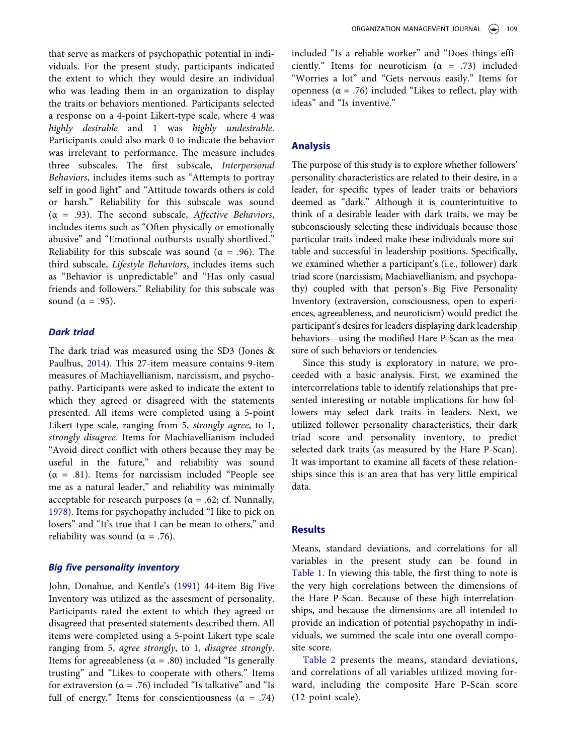that serve as markers of psychopathic potential in individuals. For the present study, participants indicated the extent to which they would desire an individual who was leading them in an organization to display the traits or behaviors mentioned. Participants selected a response on a 4-point Likert-type scale, where 4 was *highly desirable* and 1 was *highly undesirable*. Participants could also mark 0 to indicate the behavior was irrelevant to performance. The measure includes three subscales. The first subscale, *Interpersonal Behaviors*, includes items such as "Attempts to portray self in good light" and "Attitude towards others is cold or harsh." Reliability for this subscale was sound (α = .93). The second subscale, *Affective Behaviors*, includes items such as "Often physically or emotionally abusive" and "Emotional outbursts usually shortlived." Reliability for this subscale was sound (α = .96). The third subscale, *Lifestyle Behaviors*, includes items such as "Behavior is unpredictable" and "Has only casual friends and followers." Reliability for this subscale was sound (α = .95).

### Dark triad

The dark triad was measured using the SD3 (Jones & Paulhus, 2014). This 27-item measure contains 9-item measures of Machiavellianism, narcissism, and psychopathy. Participants were asked to indicate the extent to which they agreed or disagreed with the statements presented. All items were completed using a 5-point Likert-type scale, ranging from 5, *strongly agree*, to 1, *strongly disagree*. Items for Machiavellianism included "Avoid direct conflict with others because they may be useful in the future," and reliability was sound (α = .81). Items for narcissism included "People see me as a natural leader," and reliability was minimally acceptable for research purposes (α = .62; cf. Nunnally, 1978). Items for psychopathy included "I like to pick on losers" and "It's true that I can be mean to others," and reliability was sound (α = .76).

### Big five personality inventory

John, Donahue, and Kentle's (1991) 44-item Big Five Inventory was utilized as the assesment of personality. Participants rated the extent to which they agreed or disagreed that presented statements described them. All items were completed using a 5-point Likert type scale ranging from 5, *agree strongly*, to 1, *disagree strongly*. Items for agreeableness (α = .80) included "Is generally trusting" and "Likes to cooperate with others." Items for extraversion (α = .76) included "Is talkative" and "Is full of energy." Items for conscientiousness (α = .74) included "Is a reliable worker" and "Does things efficiently." Items for neuroticism (α = .73) included "Worries a lot" and "Gets nervous easily." Items for openness (α = .76) included "Likes to reflect, play with ideas" and "Is inventive."

## Analysis

The purpose of this study is to explore whether followers' personality characteristics are related to their desire, in a leader, for specific types of leader traits or behaviors deemed as "dark." Although it is counterintuitive to think of a desirable leader with dark traits, we may be subconsciously selecting these individuals because those particular traits indeed make these individuals more suitable and successful in leadership positions. Specifically, we examined whether a participant's (i.e., follower) dark triad score (narcissism, Machiavellianism, and psychopathy) coupled with that person's Big Five Personality Inventory (extraversion, consciousness, open to experiences, agreeableness, and neuroticism) would predict the participant's desires for leaders displaying dark leadership behaviors—using the modified Hare P-Scan as the measure of such behaviors or tendencies.

Since this study is exploratory in nature, we proceeded with a basic analysis. First, we examined the intercorrelations table to identify relationships that presented interesting or notable implications for how followers may select dark traits in leaders. Next, we utilized follower personality characteristics, their dark triad score and personality inventory, to predict selected dark traits (as measured by the Hare P-Scan). It was important to examine all facets of these relationships since this is an area that has very little empirical data.

## Results

Means, standard deviations, and correlations for all variables in the present study can be found in Table 1. In viewing this table, the first thing to note is the very high correlations between the dimensions of the Hare P-Scan. Because of these high interrelationships, and because the dimensions are all intended to provide an indication of potential psychopathy in individuals, we summed the scale into one overall composite score.

Table 2 presents the means, standard deviations, and correlations of all variables utilized moving forward, including the composite Hare P-Scan score (12-point scale).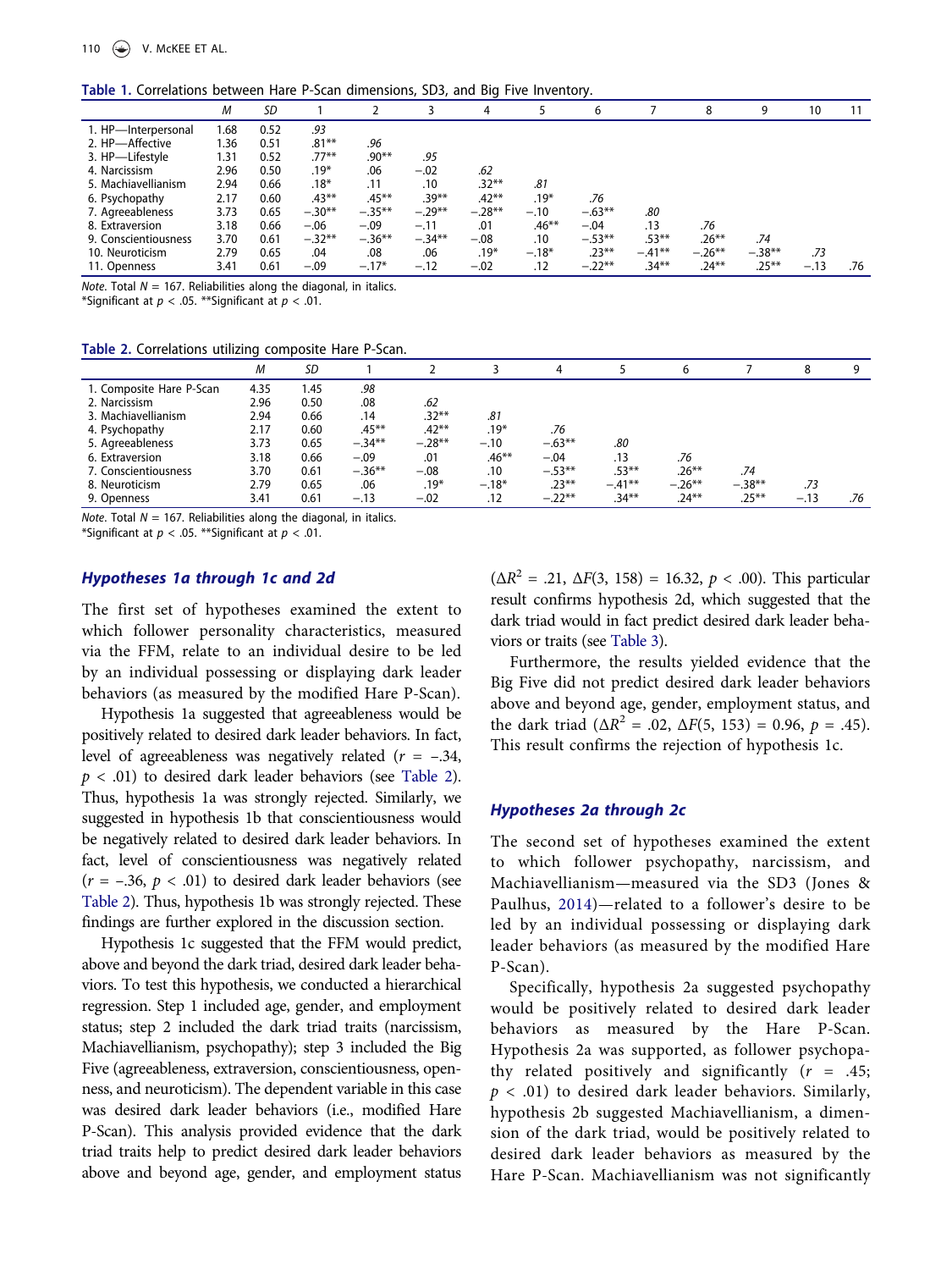**Table 1.** Correlations between Hare P-Scan dimensions, SD3, and Big Five Inventory.

| | M | SD | 1 | 2 | 3 | 4 | 5 | 6 | 7 | 8 | 9 | 10 | 11 |
|---|---|---|---|---|---|---|---|---|---|---|---|---|---|
| 1. HP—Interpersonal | 1.68 | 0.52 | *.93* | | | | | | | | | | |
| 2. HP—Affective | 1.36 | 0.51 | .81** | *.96* | | | | | | | | | |
| 3. HP—Lifestyle | 1.31 | 0.52 | .77** | .90** | *.95* | | | | | | | | |
| 4. Narcissism | 2.96 | 0.50 | .19* | .06 | −.02 | *.62* | | | | | | | |
| 5. Machiavellianism | 2.94 | 0.66 | .18* | .11 | .10 | .32** | *.81* | | | | | | |
| 6. Psychopathy | 2.17 | 0.60 | .43** | .45** | .39** | .42** | .19* | *.76* | | | | | |
| 7. Agreeableness | 3.73 | 0.65 | −.30** | −.35** | −.29** | −.28** | −.10 | −.63** | *.80* | | | | |
| 8. Extraversion | 3.18 | 0.66 | −.06 | −.09 | −.11 | .01 | .46** | −.04 | .13 | *.76* | | | |
| 9. Conscientiousness | 3.70 | 0.61 | −.32** | −.36** | −.34** | −.08 | .10 | −.53** | .53** | .26** | *.74* | | |
| 10. Neuroticism | 2.79 | 0.65 | .04 | .08 | .06 | .19* | −.18* | .23** | −.41** | −.26** | −.38** | *.73* | |
| 11. Openness | 3.41 | 0.61 | −.09 | −.17* | −.12 | −.02 | .12 | −.22** | .34** | .24** | .25** | −.13 | *.76* |

*Note*. Total $N = 167$. Reliabilities along the diagonal, in italics.
*Significant at $p < .05$. **Significant at $p < .01$.

**Table 2.** Correlations utilizing composite Hare P-Scan.

| | M | SD | 1 | 2 | 3 | 4 | 5 | 6 | 7 | 8 | 9 |
|---|---|---|---|---|---|---|---|---|---|---|---|
| 1. Composite Hare P-Scan | 4.35 | 1.45 | *.98* | | | | | | | | |
| 2. Narcissism | 2.96 | 0.50 | .08 | *.62* | | | | | | | |
| 3. Machiavellianism | 2.94 | 0.66 | .14 | .32** | *.81* | | | | | | |
| 4. Psychopathy | 2.17 | 0.60 | .45** | .42** | .19* | *.76* | | | | | |
| 5. Agreeableness | 3.73 | 0.65 | −.34** | −.28** | −.10 | −.63** | *.80* | | | | |
| 6. Extraversion | 3.18 | 0.66 | −.09 | .01 | .46** | −.04 | .13 | *.76* | | | |
| 7. Conscientiousness | 3.70 | 0.61 | −.36** | −.08 | .10 | −.53** | .53** | .26** | *.74* | | |
| 8. Neuroticism | 2.79 | 0.65 | .06 | .19* | −.18* | .23** | −.41** | −.26** | −.38** | *.73* | |
| 9. Openness | 3.41 | 0.61 | −.13 | −.02 | .12 | −.22** | .34** | .24** | .25** | −.13 | *.76* |

*Note*. Total $N = 167$. Reliabilities along the diagonal, in italics.
*Significant at $p < .05$. **Significant at $p < .01$.

### Hypotheses 1a through 1c and 2d

The first set of hypotheses examined the extent to which follower personality characteristics, measured via the FFM, relate to an individual desire to be led by an individual possessing or displaying dark leader behaviors (as measured by the modified Hare P-Scan).

Hypothesis 1a suggested that agreeableness would be positively related to desired dark leader behaviors. In fact, level of agreeableness was negatively related ($r = -.34$, $p < .01$) to desired dark leader behaviors (see Table 2). Thus, hypothesis 1a was strongly rejected. Similarly, we suggested in hypothesis 1b that conscientiousness would be negatively related to desired dark leader behaviors. In fact, level of conscientiousness was negatively related ($r = -.36$, $p < .01$) to desired dark leader behaviors (see Table 2). Thus, hypothesis 1b was strongly rejected. These findings are further explored in the discussion section.

Hypothesis 1c suggested that the FFM would predict, above and beyond the dark triad, desired dark leader behaviors. To test this hypothesis, we conducted a hierarchical regression. Step 1 included age, gender, and employment status; step 2 included the dark triad traits (narcissism, Machiavellianism, psychopathy); step 3 included the Big Five (agreeableness, extraversion, conscientiousness, openness, and neuroticism). The dependent variable in this case was desired dark leader behaviors (i.e., modified Hare P-Scan). This analysis provided evidence that the dark triad traits help to predict desired dark leader behaviors above and beyond age, gender, and employment status ($\Delta R^2 = .21$, $\Delta F(3, 158) = 16.32$, $p < .00$). This particular result confirms hypothesis 2d, which suggested that the dark triad would in fact predict desired dark leader behaviors or traits (see Table 3).

Furthermore, the results yielded evidence that the Big Five did not predict desired dark leader behaviors above and beyond age, gender, employment status, and the dark triad ($\Delta R^2 = .02$, $\Delta F(5, 153) = 0.96$, $p = .45$). This result confirms the rejection of hypothesis 1c.

### Hypotheses 2a through 2c

The second set of hypotheses examined the extent to which follower psychopathy, narcissism, and Machiavellianism—measured via the SD3 (Jones & Paulhus, 2014)—related to a follower's desire to be led by an individual possessing or displaying dark leader behaviors (as measured by the modified Hare P-Scan).

Specifically, hypothesis 2a suggested psychopathy would be positively related to desired dark leader behaviors as measured by the Hare P-Scan. Hypothesis 2a was supported, as follower psychopathy related positively and significantly ($r = .45$; $p < .01$) to desired dark leader behaviors. Similarly, hypothesis 2b suggested Machiavellianism, a dimension of the dark triad, would be positively related to desired dark leader behaviors as measured by the Hare P-Scan. Machiavellianism was not significantly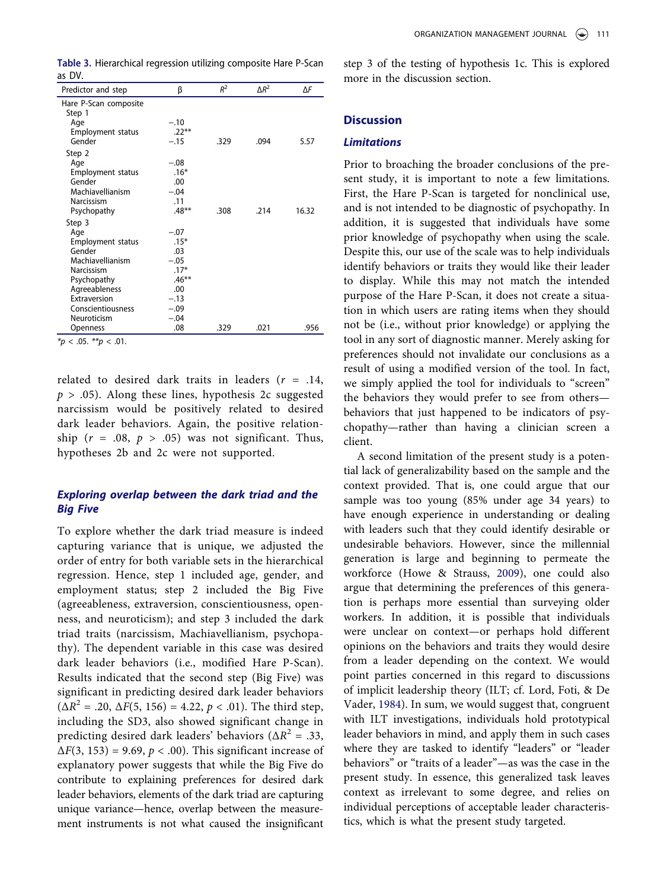**Table 3.** Hierarchical regression utilizing composite Hare P-Scan as DV.

| Predictor and step | β | $R^2$ | $\Delta R^2$ | $\Delta F$ |
|---|---|---|---|---|
| Hare P-Scan composite | | | | |
| Step 1 | | | | |
| Age | −.10 | | | |
| Employment status | .22** | | | |
| Gender | −.15 | .329 | .094 | 5.57 |
| Step 2 | | | | |
| Age | −.08 | | | |
| Employment status | .16* | | | |
| Gender | .00 | | | |
| Machiavellianism | −.04 | | | |
| Narcissism | .11 | | | |
| Psychopathy | .48** | .308 | .214 | 16.32 |
| Step 3 | | | | |
| Age | −.07 | | | |
| Employment status | .15* | | | |
| Gender | .03 | | | |
| Machiavellianism | −.05 | | | |
| Narcissism | .17* | | | |
| Psychopathy | .46** | | | |
| Agreeableness | .00 | | | |
| Extraversion | −.13 | | | |
| Conscientiousness | −.09 | | | |
| Neuroticism | −.04 | | | |
| Openness | .08 | .329 | .021 | .956 |

*$p < .05$. **$p < .01$.

related to desired dark traits in leaders ($r = .14$, $p > .05$). Along these lines, hypothesis 2c suggested narcissism would be positively related to desired dark leader behaviors. Again, the positive relationship ($r = .08$, $p > .05$) was not significant. Thus, hypotheses 2b and 2c were not supported.

### *Exploring overlap between the dark triad and the Big Five*

To explore whether the dark triad measure is indeed capturing variance that is unique, we adjusted the order of entry for both variable sets in the hierarchical regression. Hence, step 1 included age, gender, and employment status; step 2 included the Big Five (agreeableness, extraversion, conscientiousness, openness, and neuroticism); and step 3 included the dark triad traits (narcissism, Machiavellianism, psychopathy). The dependent variable in this case was desired dark leader behaviors (i.e., modified Hare P-Scan). Results indicated that the second step (Big Five) was significant in predicting desired dark leader behaviors ($\Delta R^2 = .20$, $\Delta F(5, 156) = 4.22$, $p < .01$). The third step, including the SD3, also showed significant change in predicting desired dark leaders' behaviors ($\Delta R^2 = .33$, $\Delta F(3, 153) = 9.69$, $p < .00$). This significant increase of explanatory power suggests that while the Big Five do contribute to explaining preferences for desired dark leader behaviors, elements of the dark triad are capturing unique variance—hence, overlap between the measurement instruments is not what caused the insignificant step 3 of the testing of hypothesis 1c. This is explored more in the discussion section.

## Discussion

### *Limitations*

Prior to broaching the broader conclusions of the present study, it is important to note a few limitations. First, the Hare P-Scan is targeted for nonclinical use, and is not intended to be diagnostic of psychopathy. In addition, it is suggested that individuals have some prior knowledge of psychopathy when using the scale. Despite this, our use of the scale was to help individuals identify behaviors or traits they would like their leader to display. While this may not match the intended purpose of the Hare P-Scan, it does not create a situation in which users are rating items when they should not be (i.e., without prior knowledge) or applying the tool in any sort of diagnostic manner. Merely asking for preferences should not invalidate our conclusions as a result of using a modified version of the tool. In fact, we simply applied the tool for individuals to "screen" the behaviors they would prefer to see from others—behaviors that just happened to be indicators of psychopathy—rather than having a clinician screen a client.

A second limitation of the present study is a potential lack of generalizability based on the sample and the context provided. That is, one could argue that our sample was too young (85% under age 34 years) to have enough experience in understanding or dealing with leaders such that they could identify desirable or undesirable behaviors. However, since the millennial generation is large and beginning to permeate the workforce (Howe & Strauss, 2009), one could also argue that determining the preferences of this generation is perhaps more essential than surveying older workers. In addition, it is possible that individuals were unclear on context—or perhaps hold different opinions on the behaviors and traits they would desire from a leader depending on the context. We would point parties concerned in this regard to discussions of implicit leadership theory (ILT; cf. Lord, Foti, & De Vader, 1984). In sum, we would suggest that, congruent with ILT investigations, individuals hold prototypical leader behaviors in mind, and apply them in such cases where they are tasked to identify "leaders" or "leader behaviors" or "traits of a leader"—as was the case in the present study. In essence, this generalized task leaves context as irrelevant to some degree, and relies on individual perceptions of acceptable leader characteristics, which is what the present study targeted.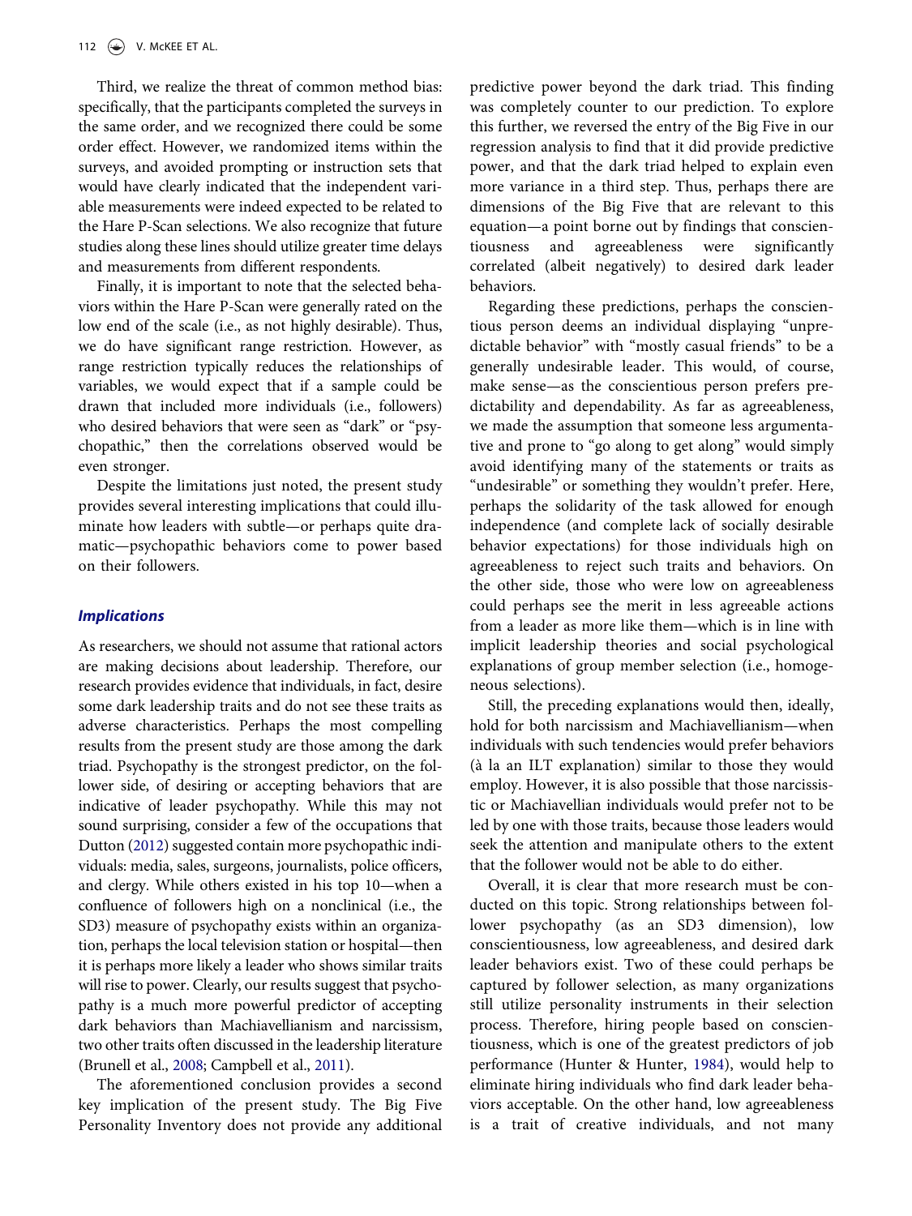Third, we realize the threat of common method bias: specifically, that the participants completed the surveys in the same order, and we recognized there could be some order effect. However, we randomized items within the surveys, and avoided prompting or instruction sets that would have clearly indicated that the independent variable measurements were indeed expected to be related to the Hare P-Scan selections. We also recognize that future studies along these lines should utilize greater time delays and measurements from different respondents.

Finally, it is important to note that the selected behaviors within the Hare P-Scan were generally rated on the low end of the scale (i.e., as not highly desirable). Thus, we do have significant range restriction. However, as range restriction typically reduces the relationships of variables, we would expect that if a sample could be drawn that included more individuals (i.e., followers) who desired behaviors that were seen as "dark" or "psychopathic," then the correlations observed would be even stronger.

Despite the limitations just noted, the present study provides several interesting implications that could illuminate how leaders with subtle—or perhaps quite dramatic—psychopathic behaviors come to power based on their followers.

### *Implications*

As researchers, we should not assume that rational actors are making decisions about leadership. Therefore, our research provides evidence that individuals, in fact, desire some dark leadership traits and do not see these traits as adverse characteristics. Perhaps the most compelling results from the present study are those among the dark triad. Psychopathy is the strongest predictor, on the follower side, of desiring or accepting behaviors that are indicative of leader psychopathy. While this may not sound surprising, consider a few of the occupations that Dutton (2012) suggested contain more psychopathic individuals: media, sales, surgeons, journalists, police officers, and clergy. While others existed in his top 10—when a confluence of followers high on a nonclinical (i.e., the SD3) measure of psychopathy exists within an organization, perhaps the local television station or hospital—then it is perhaps more likely a leader who shows similar traits will rise to power. Clearly, our results suggest that psychopathy is a much more powerful predictor of accepting dark behaviors than Machiavellianism and narcissism, two other traits often discussed in the leadership literature (Brunell et al., 2008; Campbell et al., 2011).

The aforementioned conclusion provides a second key implication of the present study. The Big Five Personality Inventory does not provide any additional predictive power beyond the dark triad. This finding was completely counter to our prediction. To explore this further, we reversed the entry of the Big Five in our regression analysis to find that it did provide predictive power, and that the dark triad helped to explain even more variance in a third step. Thus, perhaps there are dimensions of the Big Five that are relevant to this equation—a point borne out by findings that conscientiousness and agreeableness were significantly correlated (albeit negatively) to desired dark leader behaviors.

Regarding these predictions, perhaps the conscientious person deems an individual displaying "unpredictable behavior" with "mostly casual friends" to be a generally undesirable leader. This would, of course, make sense—as the conscientious person prefers predictability and dependability. As far as agreeableness, we made the assumption that someone less argumentative and prone to "go along to get along" would simply avoid identifying many of the statements or traits as "undesirable" or something they wouldn't prefer. Here, perhaps the solidarity of the task allowed for enough independence (and complete lack of socially desirable behavior expectations) for those individuals high on agreeableness to reject such traits and behaviors. On the other side, those who were low on agreeableness could perhaps see the merit in less agreeable actions from a leader as more like them—which is in line with implicit leadership theories and social psychological explanations of group member selection (i.e., homogeneous selections).

Still, the preceding explanations would then, ideally, hold for both narcissism and Machiavellianism—when individuals with such tendencies would prefer behaviors (à la an ILT explanation) similar to those they would employ. However, it is also possible that those narcissistic or Machiavellian individuals would prefer not to be led by one with those traits, because those leaders would seek the attention and manipulate others to the extent that the follower would not be able to do either.

Overall, it is clear that more research must be conducted on this topic. Strong relationships between follower psychopathy (as an SD3 dimension), low conscientiousness, low agreeableness, and desired dark leader behaviors exist. Two of these could perhaps be captured by follower selection, as many organizations still utilize personality instruments in their selection process. Therefore, hiring people based on conscientiousness, which is one of the greatest predictors of job performance (Hunter & Hunter, 1984), would help to eliminate hiring individuals who find dark leader behaviors acceptable. On the other hand, low agreeableness is a trait of creative individuals, and not many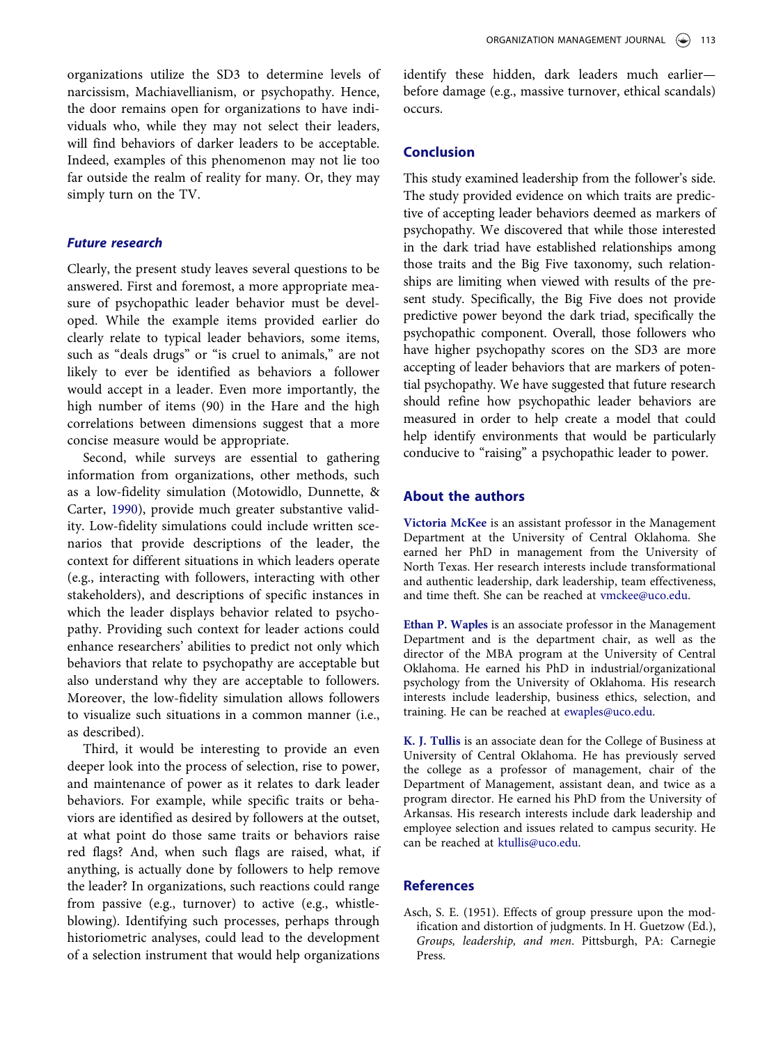organizations utilize the SD3 to determine levels of narcissism, Machiavellianism, or psychopathy. Hence, the door remains open for organizations to have individuals who, while they may not select their leaders, will find behaviors of darker leaders to be acceptable. Indeed, examples of this phenomenon may not lie too far outside the realm of reality for many. Or, they may simply turn on the TV.

### *Future research*

Clearly, the present study leaves several questions to be answered. First and foremost, a more appropriate measure of psychopathic leader behavior must be developed. While the example items provided earlier do clearly relate to typical leader behaviors, some items, such as "deals drugs" or "is cruel to animals," are not likely to ever be identified as behaviors a follower would accept in a leader. Even more importantly, the high number of items (90) in the Hare and the high correlations between dimensions suggest that a more concise measure would be appropriate.

Second, while surveys are essential to gathering information from organizations, other methods, such as a low-fidelity simulation (Motowidlo, Dunnette, & Carter, 1990), provide much greater substantive validity. Low-fidelity simulations could include written scenarios that provide descriptions of the leader, the context for different situations in which leaders operate (e.g., interacting with followers, interacting with other stakeholders), and descriptions of specific instances in which the leader displays behavior related to psychopathy. Providing such context for leader actions could enhance researchers' abilities to predict not only which behaviors that relate to psychopathy are acceptable but also understand why they are acceptable to followers. Moreover, the low-fidelity simulation allows followers to visualize such situations in a common manner (i.e., as described).

Third, it would be interesting to provide an even deeper look into the process of selection, rise to power, and maintenance of power as it relates to dark leader behaviors. For example, while specific traits or behaviors are identified as desired by followers at the outset, at what point do those same traits or behaviors raise red flags? And, when such flags are raised, what, if anything, is actually done by followers to help remove the leader? In organizations, such reactions could range from passive (e.g., turnover) to active (e.g., whistleblowing). Identifying such processes, perhaps through historiometric analyses, could lead to the development of a selection instrument that would help organizations identify these hidden, dark leaders much earlier—before damage (e.g., massive turnover, ethical scandals) occurs.

## Conclusion

This study examined leadership from the follower's side. The study provided evidence on which traits are predictive of accepting leader behaviors deemed as markers of psychopathy. We discovered that while those interested in the dark triad have established relationships among those traits and the Big Five taxonomy, such relationships are limiting when viewed with results of the present study. Specifically, the Big Five does not provide predictive power beyond the dark triad, specifically the psychopathic component. Overall, those followers who have higher psychopathy scores on the SD3 are more accepting of leader behaviors that are markers of potential psychopathy. We have suggested that future research should refine how psychopathic leader behaviors are measured in order to help create a model that could help identify environments that would be particularly conducive to "raising" a psychopathic leader to power.

## About the authors

**Victoria McKee** is an assistant professor in the Management Department at the University of Central Oklahoma. She earned her PhD in management from the University of North Texas. Her research interests include transformational and authentic leadership, dark leadership, team effectiveness, and time theft. She can be reached at vmckee@uco.edu.

**Ethan P. Waples** is an associate professor in the Management Department and is the department chair, as well as the director of the MBA program at the University of Central Oklahoma. He earned his PhD in industrial/organizational psychology from the University of Oklahoma. His research interests include leadership, business ethics, selection, and training. He can be reached at ewaples@uco.edu.

**K. J. Tullis** is an associate dean for the College of Business at University of Central Oklahoma. He has previously served the college as a professor of management, chair of the Department of Management, assistant dean, and twice as a program director. He earned his PhD from the University of Arkansas. His research interests include dark leadership and employee selection and issues related to campus security. He can be reached at ktullis@uco.edu.

## References

Asch, S. E. (1951). Effects of group pressure upon the modification and distortion of judgments. In H. Guetzow (Ed.), *Groups, leadership, and men*. Pittsburgh, PA: Carnegie Press.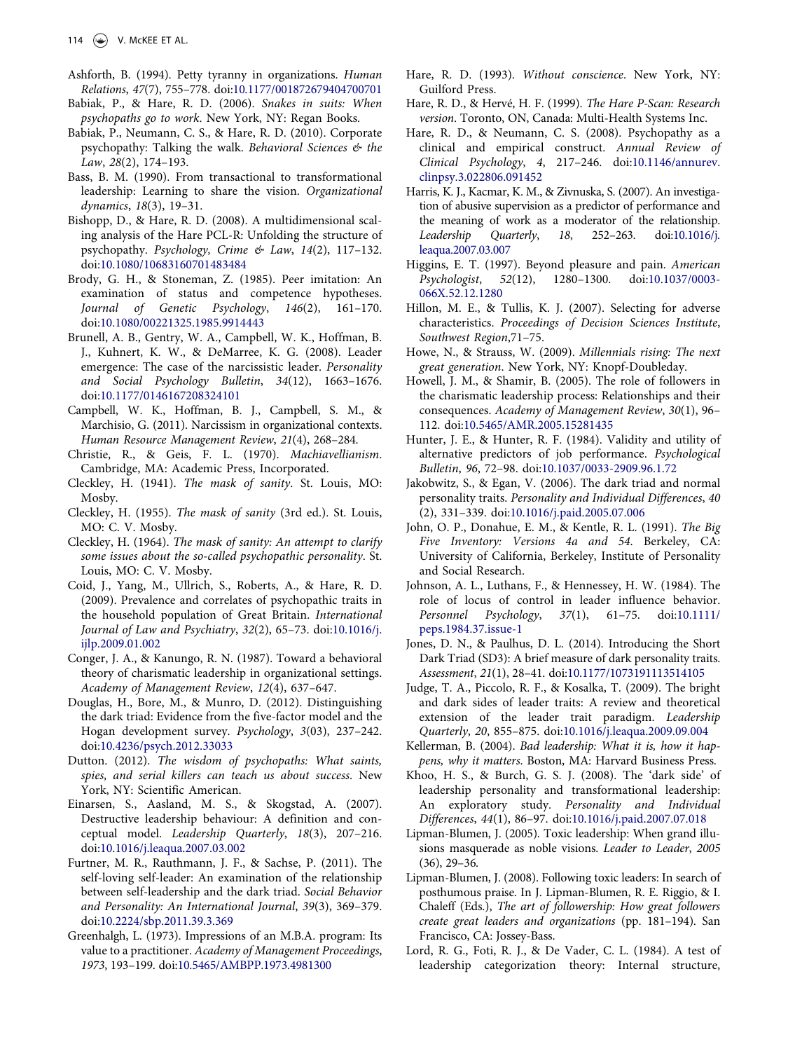Ashforth, B. (1994). Petty tyranny in organizations. *Human Relations*, *47*(7), 755–778. doi:10.1177/001872679404700701

Babiak, P., & Hare, R. D. (2006). *Snakes in suits: When psychopaths go to work*. New York, NY: Regan Books.

Babiak, P., Neumann, C. S., & Hare, R. D. (2010). Corporate psychopathy: Talking the walk. *Behavioral Sciences & the Law*, *28*(2), 174–193.

Bass, B. M. (1990). From transactional to transformational leadership: Learning to share the vision. *Organizational dynamics*, *18*(3), 19–31.

Bishopp, D., & Hare, R. D. (2008). A multidimensional scaling analysis of the Hare PCL-R: Unfolding the structure of psychopathy. *Psychology, Crime & Law*, *14*(2), 117–132. doi:10.1080/10683160701483484

Brody, G. H., & Stoneman, Z. (1985). Peer imitation: An examination of status and competence hypotheses. *Journal of Genetic Psychology*, *146*(2), 161–170. doi:10.1080/00221325.1985.9914443

Brunell, A. B., Gentry, W. A., Campbell, W. K., Hoffman, B. J., Kuhnert, K. W., & DeMarree, K. G. (2008). Leader emergence: The case of the narcissistic leader. *Personality and Social Psychology Bulletin*, *34*(12), 1663–1676. doi:10.1177/0146167208324101

Campbell, W. K., Hoffman, B. J., Campbell, S. M., & Marchisio, G. (2011). Narcissism in organizational contexts. *Human Resource Management Review*, *21*(4), 268–284.

Christie, R., & Geis, F. L. (1970). *Machiavellianism*. Cambridge, MA: Academic Press, Incorporated.

Cleckley, H. (1941). *The mask of sanity*. St. Louis, MO: Mosby.

Cleckley, H. (1955). *The mask of sanity* (3rd ed.). St. Louis, MO: C. V. Mosby.

Cleckley, H. (1964). *The mask of sanity: An attempt to clarify some issues about the so-called psychopathic personality*. St. Louis, MO: C. V. Mosby.

Coid, J., Yang, M., Ullrich, S., Roberts, A., & Hare, R. D. (2009). Prevalence and correlates of psychopathic traits in the household population of Great Britain. *International Journal of Law and Psychiatry*, *32*(2), 65–73. doi:10.1016/j.ijlp.2009.01.002

Conger, J. A., & Kanungo, R. N. (1987). Toward a behavioral theory of charismatic leadership in organizational settings. *Academy of Management Review*, *12*(4), 637–647.

Douglas, H., Bore, M., & Munro, D. (2012). Distinguishing the dark triad: Evidence from the five-factor model and the Hogan development survey. *Psychology*, *3*(03), 237–242. doi:10.4236/psych.2012.33033

Dutton. (2012). *The wisdom of psychopaths: What saints, spies, and serial killers can teach us about success*. New York, NY: Scientific American.

Einarsen, S., Aasland, M. S., & Skogstad, A. (2007). Destructive leadership behaviour: A definition and conceptual model. *Leadership Quarterly*, *18*(3), 207–216. doi:10.1016/j.leaqua.2007.03.002

Furtner, M. R., Rauthmann, J. F., & Sachse, P. (2011). The self-loving self-leader: An examination of the relationship between self-leadership and the dark triad. *Social Behavior and Personality: An International Journal*, *39*(3), 369–379. doi:10.2224/sbp.2011.39.3.369

Greenhalgh, L. (1973). Impressions of an M.B.A. program: Its value to a practitioner. *Academy of Management Proceedings*, *1973*, 193–199. doi:10.5465/AMBPP.1973.4981300

Hare, R. D. (1993). *Without conscience*. New York, NY: Guilford Press.

Hare, R. D., & Hervé, H. F. (1999). *The Hare P-Scan: Research version*. Toronto, ON, Canada: Multi-Health Systems Inc.

Hare, R. D., & Neumann, C. S. (2008). Psychopathy as a clinical and empirical construct. *Annual Review of Clinical Psychology*, *4*, 217–246. doi:10.1146/annurev.clinpsy.3.022806.091452

Harris, K. J., Kacmar, K. M., & Zivnuska, S. (2007). An investigation of abusive supervision as a predictor of performance and the meaning of work as a moderator of the relationship. *Leadership Quarterly*, *18*, 252–263. doi:10.1016/j.leaqua.2007.03.007

Higgins, E. T. (1997). Beyond pleasure and pain. *American Psychologist*, *52*(12), 1280–1300. doi:10.1037/0003-066X.52.12.1280

Hillon, M. E., & Tullis, K. J. (2007). Selecting for adverse characteristics. *Proceedings of Decision Sciences Institute, Southwest Region*,71–75.

Howe, N., & Strauss, W. (2009). *Millennials rising: The next great generation*. New York, NY: Knopf-Doubleday.

Howell, J. M., & Shamir, B. (2005). The role of followers in the charismatic leadership process: Relationships and their consequences. *Academy of Management Review*, *30*(1), 96–112. doi:10.5465/AMR.2005.15281435

Hunter, J. E., & Hunter, R. F. (1984). Validity and utility of alternative predictors of job performance. *Psychological Bulletin*, *96*, 72–98. doi:10.1037/0033-2909.96.1.72

Jakobwitz, S., & Egan, V. (2006). The dark triad and normal personality traits. *Personality and Individual Differences*, *40* (2), 331–339. doi:10.1016/j.paid.2005.07.006

John, O. P., Donahue, E. M., & Kentle, R. L. (1991). *The Big Five Inventory: Versions 4a and 54*. Berkeley, CA: University of California, Berkeley, Institute of Personality and Social Research.

Johnson, A. L., Luthans, F., & Hennessey, H. W. (1984). The role of locus of control in leader influence behavior. *Personnel Psychology*, *37*(1), 61–75. doi:10.1111/peps.1984.37.issue-1

Jones, D. N., & Paulhus, D. L. (2014). Introducing the Short Dark Triad (SD3): A brief measure of dark personality traits. *Assessment*, *21*(1), 28–41. doi:10.1177/1073191113514105

Judge, T. A., Piccolo, R. F., & Kosalka, T. (2009). The bright and dark sides of leader traits: A review and theoretical extension of the leader trait paradigm. *Leadership Quarterly*, *20*, 855–875. doi:10.1016/j.leaqua.2009.09.004

Kellerman, B. (2004). *Bad leadership: What it is, how it happens, why it matters*. Boston, MA: Harvard Business Press.

Khoo, H. S., & Burch, G. S. J. (2008). The 'dark side' of leadership personality and transformational leadership: An exploratory study. *Personality and Individual Differences*, *44*(1), 86–97. doi:10.1016/j.paid.2007.07.018

Lipman-Blumen, J. (2005). Toxic leadership: When grand illusions masquerade as noble visions. *Leader to Leader*, *2005* (36), 29–36.

Lipman-Blumen, J. (2008). Following toxic leaders: In search of posthumous praise. In J. Lipman-Blumen, R. E. Riggio, & I. Chaleff (Eds.), *The art of followership: How great followers create great leaders and organizations* (pp. 181–194). San Francisco, CA: Jossey-Bass.

Lord, R. G., Foti, R. J., & De Vader, C. L. (1984). A test of leadership categorization theory: Internal structure,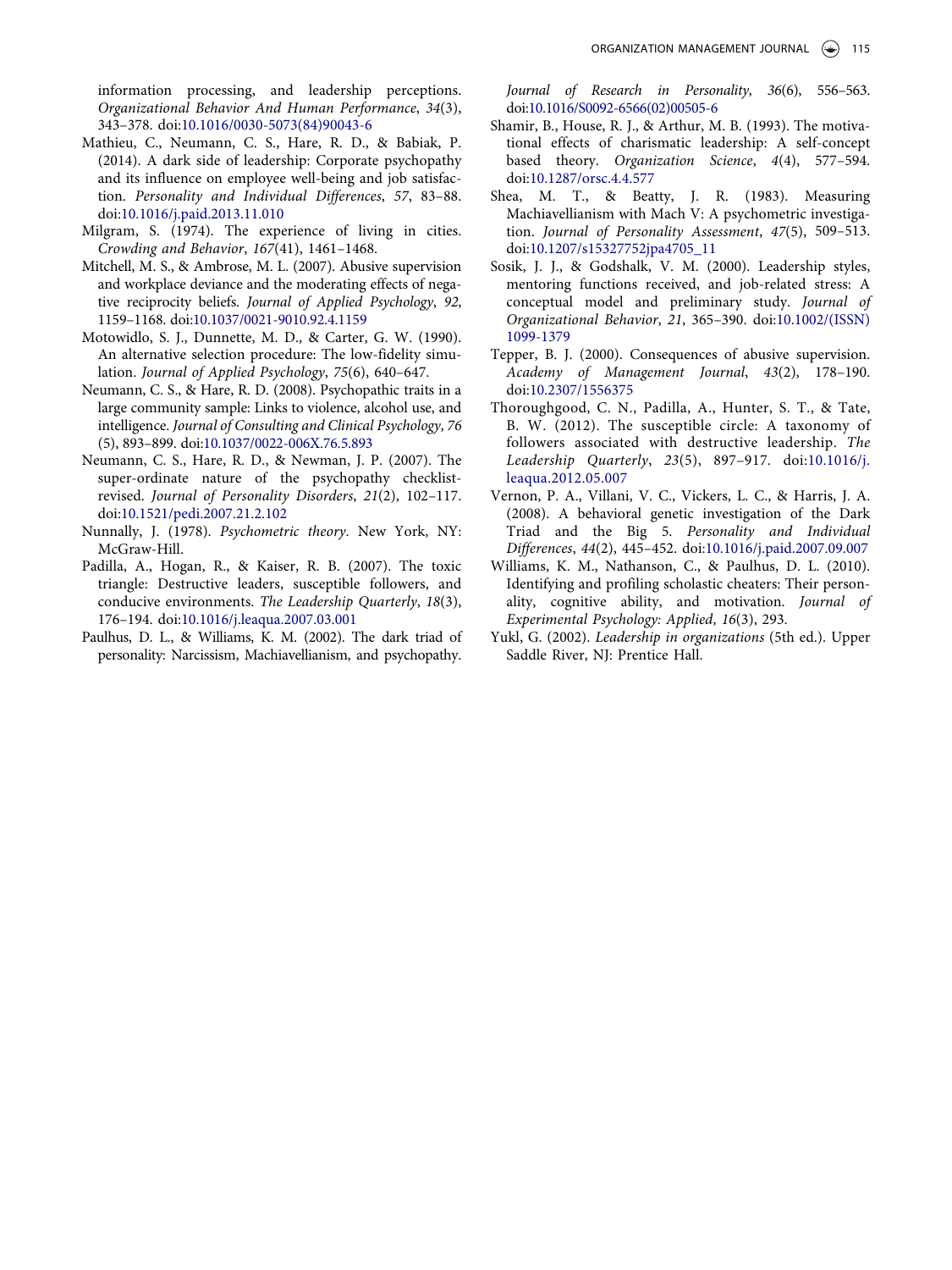information processing, and leadership perceptions. *Organizational Behavior And Human Performance*, *34*(3), 343–378. doi:10.1016/0030-5073(84)90043-6

Mathieu, C., Neumann, C. S., Hare, R. D., & Babiak, P. (2014). A dark side of leadership: Corporate psychopathy and its influence on employee well-being and job satisfaction. *Personality and Individual Differences*, *57*, 83–88. doi:10.1016/j.paid.2013.11.010

Milgram, S. (1974). The experience of living in cities. *Crowding and Behavior*, *167*(41), 1461–1468.

Mitchell, M. S., & Ambrose, M. L. (2007). Abusive supervision and workplace deviance and the moderating effects of negative reciprocity beliefs. *Journal of Applied Psychology*, *92*, 1159–1168. doi:10.1037/0021-9010.92.4.1159

Motowidlo, S. J., Dunnette, M. D., & Carter, G. W. (1990). An alternative selection procedure: The low-fidelity simulation. *Journal of Applied Psychology*, *75*(6), 640–647.

Neumann, C. S., & Hare, R. D. (2008). Psychopathic traits in a large community sample: Links to violence, alcohol use, and intelligence. *Journal of Consulting and Clinical Psychology*, *76* (5), 893–899. doi:10.1037/0022-006X.76.5.893

Neumann, C. S., Hare, R. D., & Newman, J. P. (2007). The super-ordinate nature of the psychopathy checklist-revised. *Journal of Personality Disorders*, *21*(2), 102–117. doi:10.1521/pedi.2007.21.2.102

Nunnally, J. (1978). *Psychometric theory*. New York, NY: McGraw-Hill.

Padilla, A., Hogan, R., & Kaiser, R. B. (2007). The toxic triangle: Destructive leaders, susceptible followers, and conducive environments. *The Leadership Quarterly*, *18*(3), 176–194. doi:10.1016/j.leaqua.2007.03.001

Paulhus, D. L., & Williams, K. M. (2002). The dark triad of personality: Narcissism, Machiavellianism, and psychopathy. *Journal of Research in Personality*, *36*(6), 556–563. doi:10.1016/S0092-6566(02)00505-6

Shamir, B., House, R. J., & Arthur, M. B. (1993). The motivational effects of charismatic leadership: A self-concept based theory. *Organization Science*, *4*(4), 577–594. doi:10.1287/orsc.4.4.577

Shea, M. T., & Beatty, J. R. (1983). Measuring Machiavellianism with Mach V: A psychometric investigation. *Journal of Personality Assessment*, *47*(5), 509–513. doi:10.1207/s15327752jpa4705_11

Sosik, J. J., & Godshalk, V. M. (2000). Leadership styles, mentoring functions received, and job-related stress: A conceptual model and preliminary study. *Journal of Organizational Behavior*, *21*, 365–390. doi:10.1002/(ISSN)1099-1379

Tepper, B. J. (2000). Consequences of abusive supervision. *Academy of Management Journal*, *43*(2), 178–190. doi:10.2307/1556375

Thoroughgood, C. N., Padilla, A., Hunter, S. T., & Tate, B. W. (2012). The susceptible circle: A taxonomy of followers associated with destructive leadership. *The Leadership Quarterly*, *23*(5), 897–917. doi:10.1016/j.leaqua.2012.05.007

Vernon, P. A., Villani, V. C., Vickers, L. C., & Harris, J. A. (2008). A behavioral genetic investigation of the Dark Triad and the Big 5. *Personality and Individual Differences*, *44*(2), 445–452. doi:10.1016/j.paid.2007.09.007

Williams, K. M., Nathanson, C., & Paulhus, D. L. (2010). Identifying and profiling scholastic cheaters: Their personality, cognitive ability, and motivation. *Journal of Experimental Psychology: Applied*, *16*(3), 293.

Yukl, G. (2002). *Leadership in organizations* (5th ed.). Upper Saddle River, NJ: Prentice Hall.